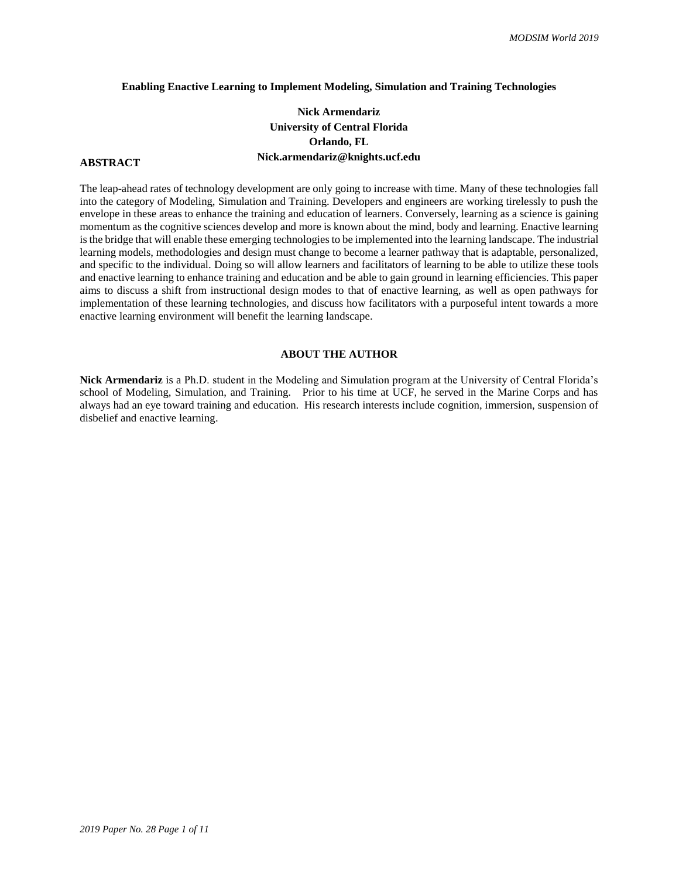# Enabling Enactive Learning to Implement Modeling, Simulation and Training Technologies

**Nick Armendariz**
**University of Central Florida**
**Orlando, FL**
**Nick.armendariz@knights.ucf.edu**

## ABSTRACT

The leap-ahead rates of technology development are only going to increase with time. Many of these technologies fall into the category of Modeling, Simulation and Training. Developers and engineers are working tirelessly to push the envelope in these areas to enhance the training and education of learners. Conversely, learning as a science is gaining momentum as the cognitive sciences develop and more is known about the mind, body and learning. Enactive learning is the bridge that will enable these emerging technologies to be implemented into the learning landscape. The industrial learning models, methodologies and design must change to become a learner pathway that is adaptable, personalized, and specific to the individual. Doing so will allow learners and facilitators of learning to be able to utilize these tools and enactive learning to enhance training and education and be able to gain ground in learning efficiencies. This paper aims to discuss a shift from instructional design modes to that of enactive learning, as well as open pathways for implementation of these learning technologies, and discuss how facilitators with a purposeful intent towards a more enactive learning environment will benefit the learning landscape.

## ABOUT THE AUTHOR

**Nick Armendariz** is a Ph.D. student in the Modeling and Simulation program at the University of Central Florida's school of Modeling, Simulation, and Training. Prior to his time at UCF, he served in the Marine Corps and has always had an eye toward training and education. His research interests include cognition, immersion, suspension of disbelief and enactive learning.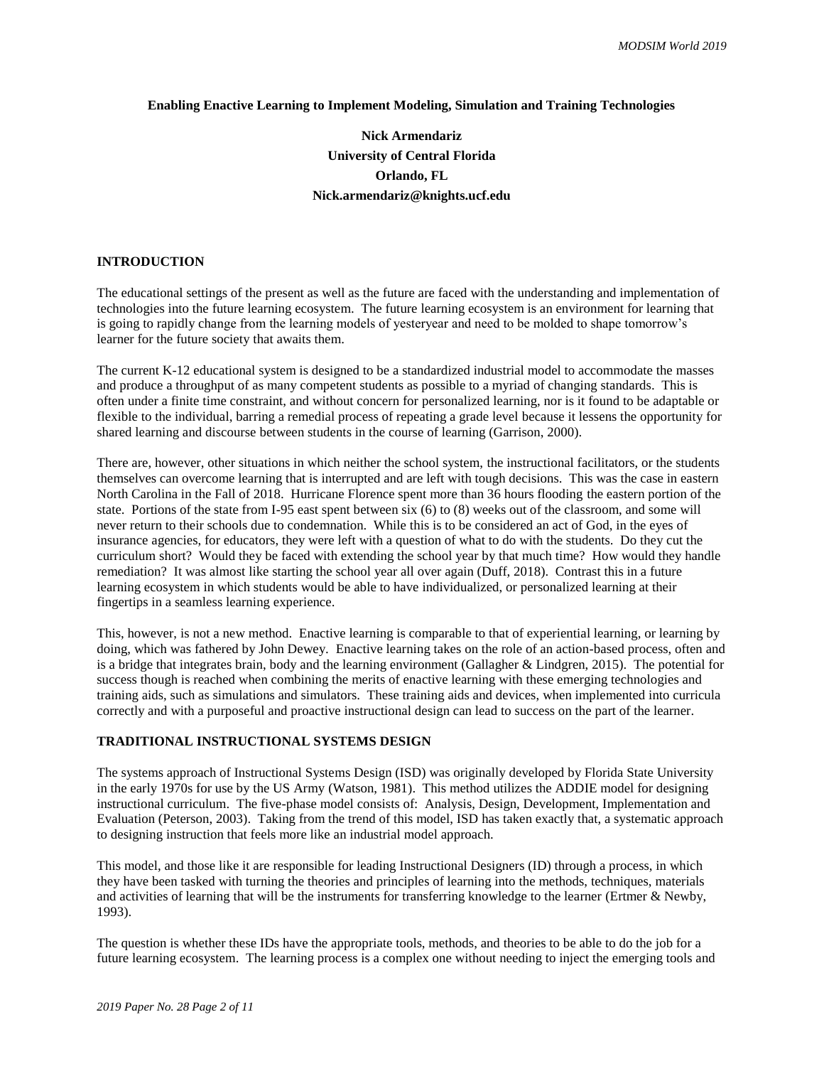**Enabling Enactive Learning to Implement Modeling, Simulation and Training Technologies**

**Nick Armendariz**
**University of Central Florida**
**Orlando, FL**
**Nick.armendariz@knights.ucf.edu**

## INTRODUCTION

The educational settings of the present as well as the future are faced with the understanding and implementation of technologies into the future learning ecosystem. The future learning ecosystem is an environment for learning that is going to rapidly change from the learning models of yesteryear and need to be molded to shape tomorrow's learner for the future society that awaits them.

The current K-12 educational system is designed to be a standardized industrial model to accommodate the masses and produce a throughput of as many competent students as possible to a myriad of changing standards. This is often under a finite time constraint, and without concern for personalized learning, nor is it found to be adaptable or flexible to the individual, barring a remedial process of repeating a grade level because it lessens the opportunity for shared learning and discourse between students in the course of learning (Garrison, 2000).

There are, however, other situations in which neither the school system, the instructional facilitators, or the students themselves can overcome learning that is interrupted and are left with tough decisions. This was the case in eastern North Carolina in the Fall of 2018. Hurricane Florence spent more than 36 hours flooding the eastern portion of the state. Portions of the state from I-95 east spent between six (6) to (8) weeks out of the classroom, and some will never return to their schools due to condemnation. While this is to be considered an act of God, in the eyes of insurance agencies, for educators, they were left with a question of what to do with the students. Do they cut the curriculum short? Would they be faced with extending the school year by that much time? How would they handle remediation? It was almost like starting the school year all over again (Duff, 2018). Contrast this in a future learning ecosystem in which students would be able to have individualized, or personalized learning at their fingertips in a seamless learning experience.

This, however, is not a new method. Enactive learning is comparable to that of experiential learning, or learning by doing, which was fathered by John Dewey. Enactive learning takes on the role of an action-based process, often and is a bridge that integrates brain, body and the learning environment (Gallagher & Lindgren, 2015). The potential for success though is reached when combining the merits of enactive learning with these emerging technologies and training aids, such as simulations and simulators. These training aids and devices, when implemented into curricula correctly and with a purposeful and proactive instructional design can lead to success on the part of the learner.

## TRADITIONAL INSTRUCTIONAL SYSTEMS DESIGN

The systems approach of Instructional Systems Design (ISD) was originally developed by Florida State University in the early 1970s for use by the US Army (Watson, 1981). This method utilizes the ADDIE model for designing instructional curriculum. The five-phase model consists of: Analysis, Design, Development, Implementation and Evaluation (Peterson, 2003). Taking from the trend of this model, ISD has taken exactly that, a systematic approach to designing instruction that feels more like an industrial model approach.

This model, and those like it are responsible for leading Instructional Designers (ID) through a process, in which they have been tasked with turning the theories and principles of learning into the methods, techniques, materials and activities of learning that will be the instruments for transferring knowledge to the learner (Ertmer & Newby, 1993).

The question is whether these IDs have the appropriate tools, methods, and theories to be able to do the job for a future learning ecosystem. The learning process is a complex one without needing to inject the emerging tools and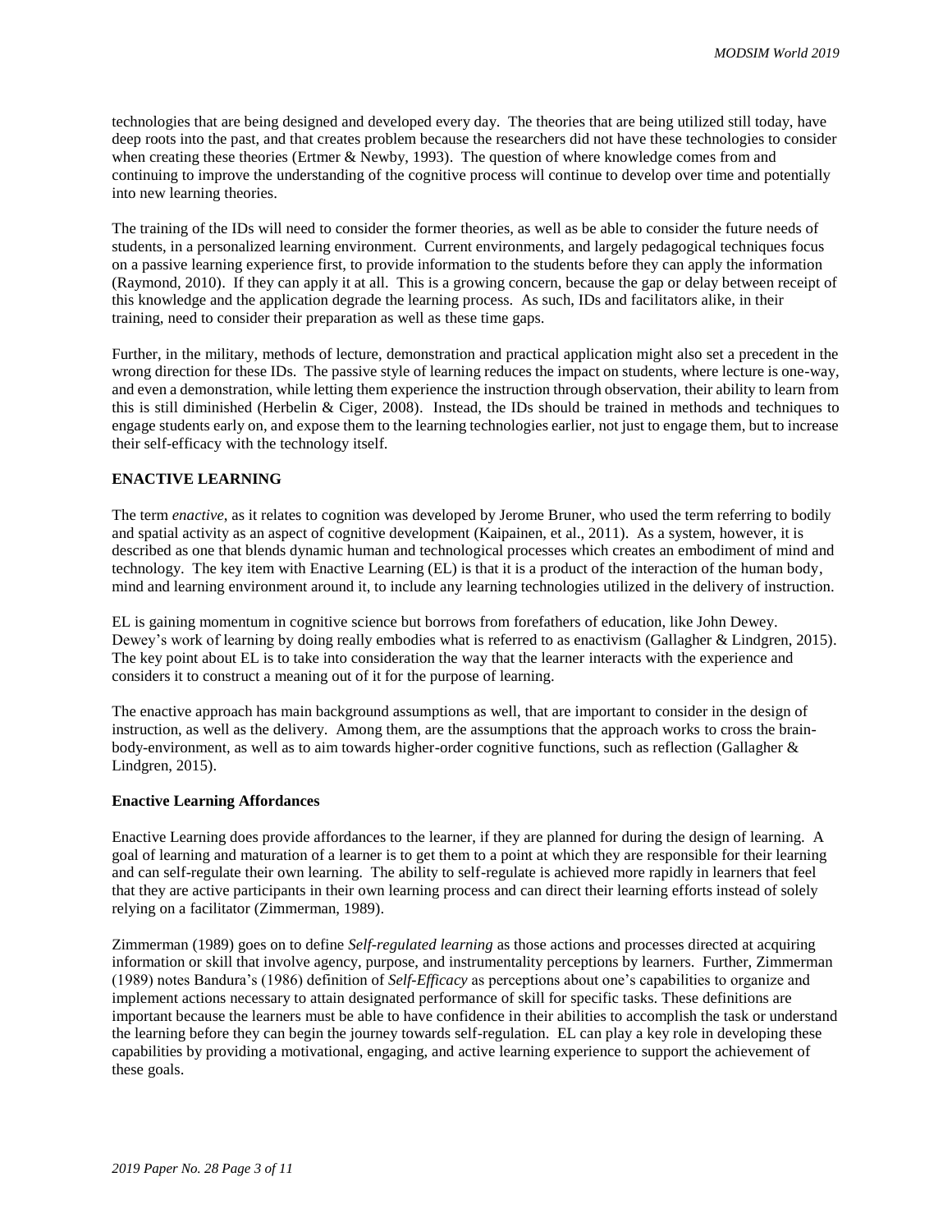technologies that are being designed and developed every day. The theories that are being utilized still today, have deep roots into the past, and that creates problem because the researchers did not have these technologies to consider when creating these theories (Ertmer & Newby, 1993). The question of where knowledge comes from and continuing to improve the understanding of the cognitive process will continue to develop over time and potentially into new learning theories.

The training of the IDs will need to consider the former theories, as well as be able to consider the future needs of students, in a personalized learning environment. Current environments, and largely pedagogical techniques focus on a passive learning experience first, to provide information to the students before they can apply the information (Raymond, 2010). If they can apply it at all. This is a growing concern, because the gap or delay between receipt of this knowledge and the application degrade the learning process. As such, IDs and facilitators alike, in their training, need to consider their preparation as well as these time gaps.

Further, in the military, methods of lecture, demonstration and practical application might also set a precedent in the wrong direction for these IDs. The passive style of learning reduces the impact on students, where lecture is one-way, and even a demonstration, while letting them experience the instruction through observation, their ability to learn from this is still diminished (Herbelin & Ciger, 2008). Instead, the IDs should be trained in methods and techniques to engage students early on, and expose them to the learning technologies earlier, not just to engage them, but to increase their self-efficacy with the technology itself.

## ENACTIVE LEARNING

The term *enactive*, as it relates to cognition was developed by Jerome Bruner, who used the term referring to bodily and spatial activity as an aspect of cognitive development (Kaipainen, et al., 2011). As a system, however, it is described as one that blends dynamic human and technological processes which creates an embodiment of mind and technology. The key item with Enactive Learning (EL) is that it is a product of the interaction of the human body, mind and learning environment around it, to include any learning technologies utilized in the delivery of instruction.

EL is gaining momentum in cognitive science but borrows from forefathers of education, like John Dewey. Dewey's work of learning by doing really embodies what is referred to as enactivism (Gallagher & Lindgren, 2015). The key point about EL is to take into consideration the way that the learner interacts with the experience and considers it to construct a meaning out of it for the purpose of learning.

The enactive approach has main background assumptions as well, that are important to consider in the design of instruction, as well as the delivery. Among them, are the assumptions that the approach works to cross the brain-body-environment, as well as to aim towards higher-order cognitive functions, such as reflection (Gallagher & Lindgren, 2015).

### Enactive Learning Affordances

Enactive Learning does provide affordances to the learner, if they are planned for during the design of learning. A goal of learning and maturation of a learner is to get them to a point at which they are responsible for their learning and can self-regulate their own learning. The ability to self-regulate is achieved more rapidly in learners that feel that they are active participants in their own learning process and can direct their learning efforts instead of solely relying on a facilitator (Zimmerman, 1989).

Zimmerman (1989) goes on to define *Self-regulated learning* as those actions and processes directed at acquiring information or skill that involve agency, purpose, and instrumentality perceptions by learners. Further, Zimmerman (1989) notes Bandura's (1986) definition of *Self-Efficacy* as perceptions about one's capabilities to organize and implement actions necessary to attain designated performance of skill for specific tasks. These definitions are important because the learners must be able to have confidence in their abilities to accomplish the task or understand the learning before they can begin the journey towards self-regulation. EL can play a key role in developing these capabilities by providing a motivational, engaging, and active learning experience to support the achievement of these goals.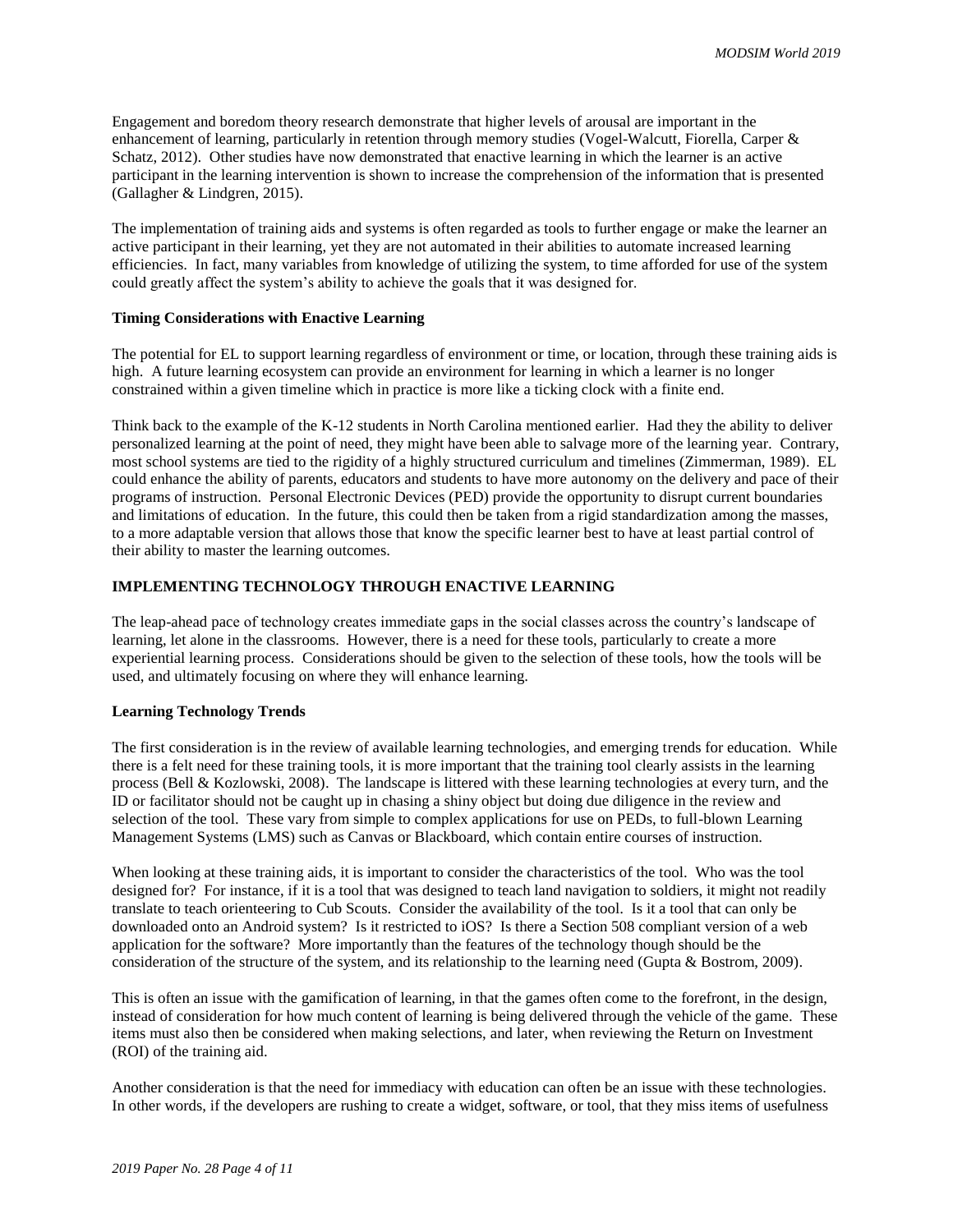Engagement and boredom theory research demonstrate that higher levels of arousal are important in the enhancement of learning, particularly in retention through memory studies (Vogel-Walcutt, Fiorella, Carper & Schatz, 2012). Other studies have now demonstrated that enactive learning in which the learner is an active participant in the learning intervention is shown to increase the comprehension of the information that is presented (Gallagher & Lindgren, 2015).

The implementation of training aids and systems is often regarded as tools to further engage or make the learner an active participant in their learning, yet they are not automated in their abilities to automate increased learning efficiencies. In fact, many variables from knowledge of utilizing the system, to time afforded for use of the system could greatly affect the system's ability to achieve the goals that it was designed for.

### Timing Considerations with Enactive Learning

The potential for EL to support learning regardless of environment or time, or location, through these training aids is high. A future learning ecosystem can provide an environment for learning in which a learner is no longer constrained within a given timeline which in practice is more like a ticking clock with a finite end.

Think back to the example of the K-12 students in North Carolina mentioned earlier. Had they the ability to deliver personalized learning at the point of need, they might have been able to salvage more of the learning year. Contrary, most school systems are tied to the rigidity of a highly structured curriculum and timelines (Zimmerman, 1989). EL could enhance the ability of parents, educators and students to have more autonomy on the delivery and pace of their programs of instruction. Personal Electronic Devices (PED) provide the opportunity to disrupt current boundaries and limitations of education. In the future, this could then be taken from a rigid standardization among the masses, to a more adaptable version that allows those that know the specific learner best to have at least partial control of their ability to master the learning outcomes.

## IMPLEMENTING TECHNOLOGY THROUGH ENACTIVE LEARNING

The leap-ahead pace of technology creates immediate gaps in the social classes across the country's landscape of learning, let alone in the classrooms. However, there is a need for these tools, particularly to create a more experiential learning process. Considerations should be given to the selection of these tools, how the tools will be used, and ultimately focusing on where they will enhance learning.

### Learning Technology Trends

The first consideration is in the review of available learning technologies, and emerging trends for education. While there is a felt need for these training tools, it is more important that the training tool clearly assists in the learning process (Bell & Kozlowski, 2008). The landscape is littered with these learning technologies at every turn, and the ID or facilitator should not be caught up in chasing a shiny object but doing due diligence in the review and selection of the tool. These vary from simple to complex applications for use on PEDs, to full-blown Learning Management Systems (LMS) such as Canvas or Blackboard, which contain entire courses of instruction.

When looking at these training aids, it is important to consider the characteristics of the tool. Who was the tool designed for? For instance, if it is a tool that was designed to teach land navigation to soldiers, it might not readily translate to teach orienteering to Cub Scouts. Consider the availability of the tool. Is it a tool that can only be downloaded onto an Android system? Is it restricted to iOS? Is there a Section 508 compliant version of a web application for the software? More importantly than the features of the technology though should be the consideration of the structure of the system, and its relationship to the learning need (Gupta & Bostrom, 2009).

This is often an issue with the gamification of learning, in that the games often come to the forefront, in the design, instead of consideration for how much content of learning is being delivered through the vehicle of the game. These items must also then be considered when making selections, and later, when reviewing the Return on Investment (ROI) of the training aid.

Another consideration is that the need for immediacy with education can often be an issue with these technologies. In other words, if the developers are rushing to create a widget, software, or tool, that they miss items of usefulness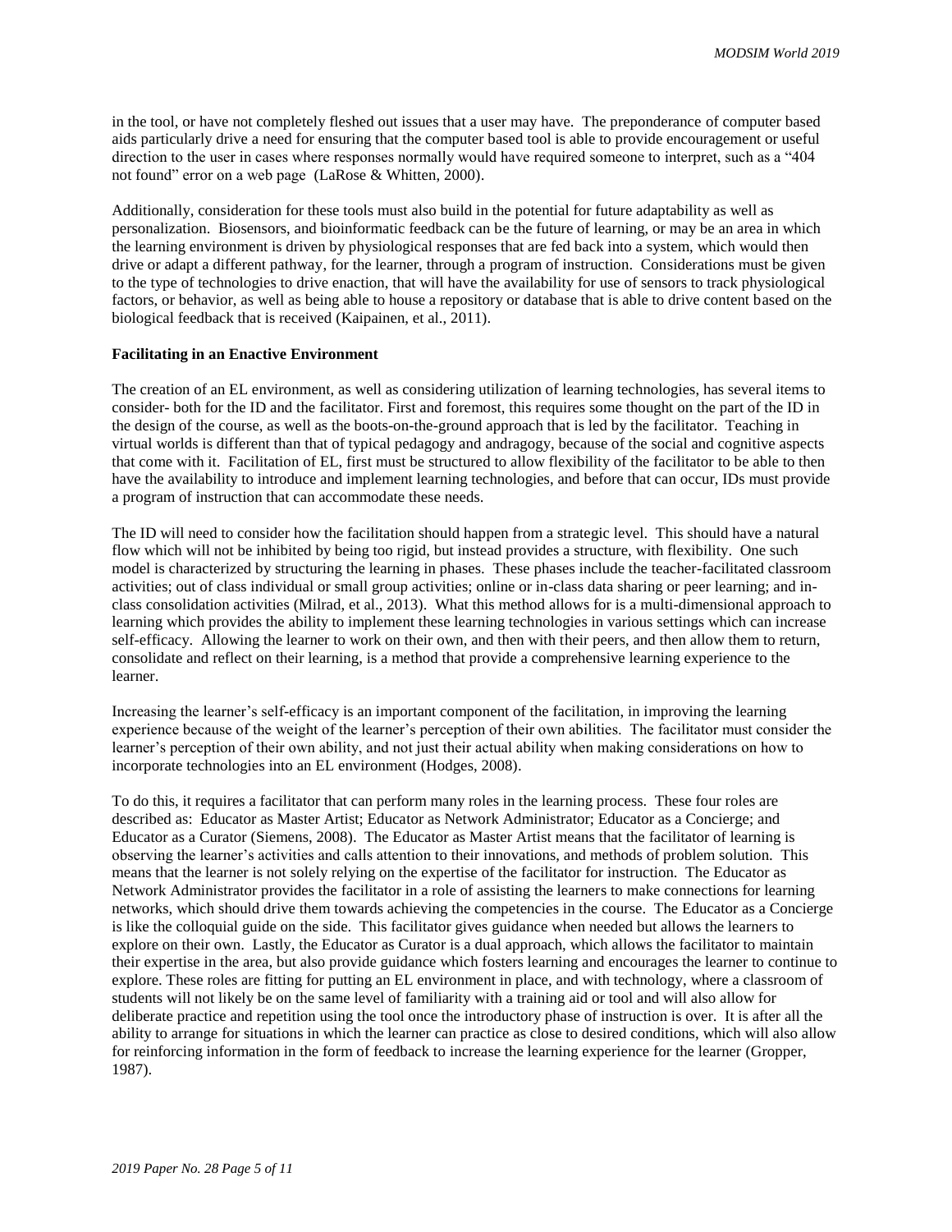in the tool, or have not completely fleshed out issues that a user may have. The preponderance of computer based aids particularly drive a need for ensuring that the computer based tool is able to provide encouragement or useful direction to the user in cases where responses normally would have required someone to interpret, such as a "404 not found" error on a web page (LaRose & Whitten, 2000).

Additionally, consideration for these tools must also build in the potential for future adaptability as well as personalization. Biosensors, and bioinformatic feedback can be the future of learning, or may be an area in which the learning environment is driven by physiological responses that are fed back into a system, which would then drive or adapt a different pathway, for the learner, through a program of instruction. Considerations must be given to the type of technologies to drive enaction, that will have the availability for use of sensors to track physiological factors, or behavior, as well as being able to house a repository or database that is able to drive content based on the biological feedback that is received (Kaipainen, et al., 2011).

**Facilitating in an Enactive Environment**

The creation of an EL environment, as well as considering utilization of learning technologies, has several items to consider- both for the ID and the facilitator. First and foremost, this requires some thought on the part of the ID in the design of the course, as well as the boots-on-the-ground approach that is led by the facilitator. Teaching in virtual worlds is different than that of typical pedagogy and andragogy, because of the social and cognitive aspects that come with it. Facilitation of EL, first must be structured to allow flexibility of the facilitator to be able to then have the availability to introduce and implement learning technologies, and before that can occur, IDs must provide a program of instruction that can accommodate these needs.

The ID will need to consider how the facilitation should happen from a strategic level. This should have a natural flow which will not be inhibited by being too rigid, but instead provides a structure, with flexibility. One such model is characterized by structuring the learning in phases. These phases include the teacher-facilitated classroom activities; out of class individual or small group activities; online or in-class data sharing or peer learning; and in-class consolidation activities (Milrad, et al., 2013). What this method allows for is a multi-dimensional approach to learning which provides the ability to implement these learning technologies in various settings which can increase self-efficacy. Allowing the learner to work on their own, and then with their peers, and then allow them to return, consolidate and reflect on their learning, is a method that provide a comprehensive learning experience to the learner.

Increasing the learner's self-efficacy is an important component of the facilitation, in improving the learning experience because of the weight of the learner's perception of their own abilities. The facilitator must consider the learner's perception of their own ability, and not just their actual ability when making considerations on how to incorporate technologies into an EL environment (Hodges, 2008).

To do this, it requires a facilitator that can perform many roles in the learning process. These four roles are described as: Educator as Master Artist; Educator as Network Administrator; Educator as a Concierge; and Educator as a Curator (Siemens, 2008). The Educator as Master Artist means that the facilitator of learning is observing the learner's activities and calls attention to their innovations, and methods of problem solution. This means that the learner is not solely relying on the expertise of the facilitator for instruction. The Educator as Network Administrator provides the facilitator in a role of assisting the learners to make connections for learning networks, which should drive them towards achieving the competencies in the course. The Educator as a Concierge is like the colloquial guide on the side. This facilitator gives guidance when needed but allows the learners to explore on their own. Lastly, the Educator as Curator is a dual approach, which allows the facilitator to maintain their expertise in the area, but also provide guidance which fosters learning and encourages the learner to continue to explore. These roles are fitting for putting an EL environment in place, and with technology, where a classroom of students will not likely be on the same level of familiarity with a training aid or tool and will also allow for deliberate practice and repetition using the tool once the introductory phase of instruction is over. It is after all the ability to arrange for situations in which the learner can practice as close to desired conditions, which will also allow for reinforcing information in the form of feedback to increase the learning experience for the learner (Gropper, 1987).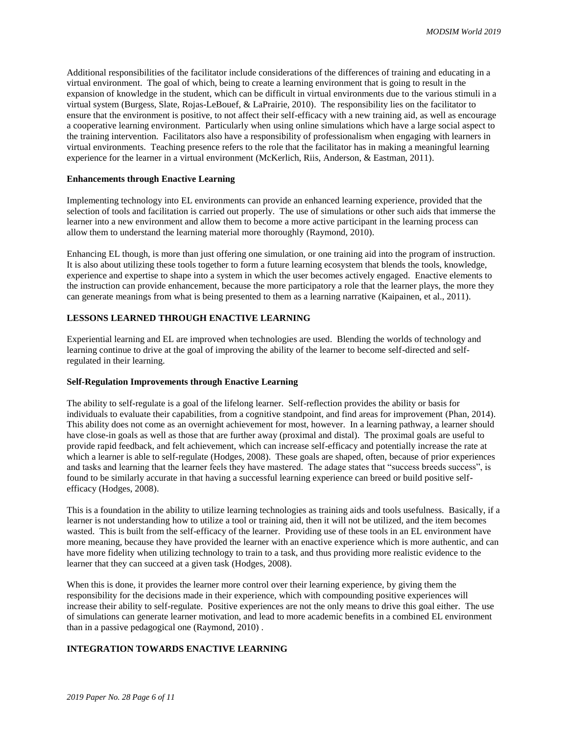Additional responsibilities of the facilitator include considerations of the differences of training and educating in a virtual environment. The goal of which, being to create a learning environment that is going to result in the expansion of knowledge in the student, which can be difficult in virtual environments due to the various stimuli in a virtual system (Burgess, Slate, Rojas-LeBouef, & LaPrairie, 2010). The responsibility lies on the facilitator to ensure that the environment is positive, to not affect their self-efficacy with a new training aid, as well as encourage a cooperative learning environment. Particularly when using online simulations which have a large social aspect to the training intervention. Facilitators also have a responsibility of professionalism when engaging with learners in virtual environments. Teaching presence refers to the role that the facilitator has in making a meaningful learning experience for the learner in a virtual environment (McKerlich, Riis, Anderson, & Eastman, 2011).

### Enhancements through Enactive Learning

Implementing technology into EL environments can provide an enhanced learning experience, provided that the selection of tools and facilitation is carried out properly. The use of simulations or other such aids that immerse the learner into a new environment and allow them to become a more active participant in the learning process can allow them to understand the learning material more thoroughly (Raymond, 2010).

Enhancing EL though, is more than just offering one simulation, or one training aid into the program of instruction. It is also about utilizing these tools together to form a future learning ecosystem that blends the tools, knowledge, experience and expertise to shape into a system in which the user becomes actively engaged. Enactive elements to the instruction can provide enhancement, because the more participatory a role that the learner plays, the more they can generate meanings from what is being presented to them as a learning narrative (Kaipainen, et al., 2011).

## LESSONS LEARNED THROUGH ENACTIVE LEARNING

Experiential learning and EL are improved when technologies are used. Blending the worlds of technology and learning continue to drive at the goal of improving the ability of the learner to become self-directed and self-regulated in their learning.

### Self-Regulation Improvements through Enactive Learning

The ability to self-regulate is a goal of the lifelong learner. Self-reflection provides the ability or basis for individuals to evaluate their capabilities, from a cognitive standpoint, and find areas for improvement (Phan, 2014). This ability does not come as an overnight achievement for most, however. In a learning pathway, a learner should have close-in goals as well as those that are further away (proximal and distal). The proximal goals are useful to provide rapid feedback, and felt achievement, which can increase self-efficacy and potentially increase the rate at which a learner is able to self-regulate (Hodges, 2008). These goals are shaped, often, because of prior experiences and tasks and learning that the learner feels they have mastered. The adage states that "success breeds success", is found to be similarly accurate in that having a successful learning experience can breed or build positive self-efficacy (Hodges, 2008).

This is a foundation in the ability to utilize learning technologies as training aids and tools usefulness. Basically, if a learner is not understanding how to utilize a tool or training aid, then it will not be utilized, and the item becomes wasted. This is built from the self-efficacy of the learner. Providing use of these tools in an EL environment have more meaning, because they have provided the learner with an enactive experience which is more authentic, and can have more fidelity when utilizing technology to train to a task, and thus providing more realistic evidence to the learner that they can succeed at a given task (Hodges, 2008).

When this is done, it provides the learner more control over their learning experience, by giving them the responsibility for the decisions made in their experience, which with compounding positive experiences will increase their ability to self-regulate. Positive experiences are not the only means to drive this goal either. The use of simulations can generate learner motivation, and lead to more academic benefits in a combined EL environment than in a passive pedagogical one (Raymond, 2010) .

## INTEGRATION TOWARDS ENACTIVE LEARNING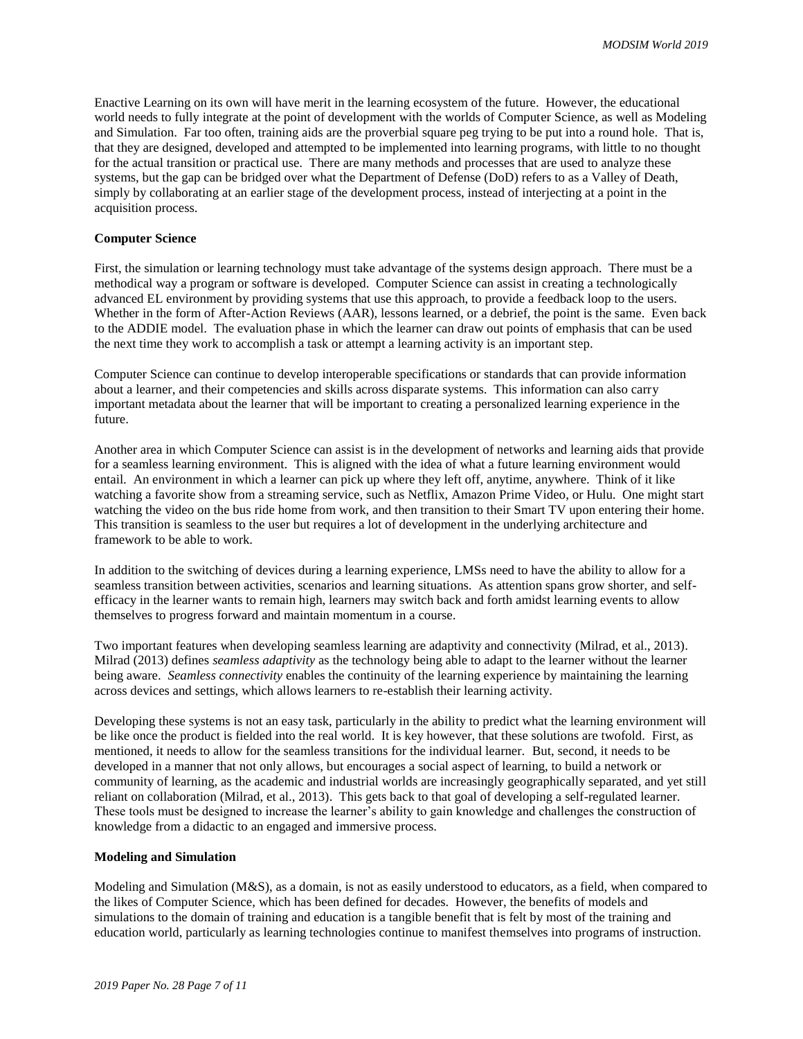Enactive Learning on its own will have merit in the learning ecosystem of the future. However, the educational world needs to fully integrate at the point of development with the worlds of Computer Science, as well as Modeling and Simulation. Far too often, training aids are the proverbial square peg trying to be put into a round hole. That is, that they are designed, developed and attempted to be implemented into learning programs, with little to no thought for the actual transition or practical use. There are many methods and processes that are used to analyze these systems, but the gap can be bridged over what the Department of Defense (DoD) refers to as a Valley of Death, simply by collaborating at an earlier stage of the development process, instead of interjecting at a point in the acquisition process.

**Computer Science**

First, the simulation or learning technology must take advantage of the systems design approach. There must be a methodical way a program or software is developed. Computer Science can assist in creating a technologically advanced EL environment by providing systems that use this approach, to provide a feedback loop to the users. Whether in the form of After-Action Reviews (AAR), lessons learned, or a debrief, the point is the same. Even back to the ADDIE model. The evaluation phase in which the learner can draw out points of emphasis that can be used the next time they work to accomplish a task or attempt a learning activity is an important step.

Computer Science can continue to develop interoperable specifications or standards that can provide information about a learner, and their competencies and skills across disparate systems. This information can also carry important metadata about the learner that will be important to creating a personalized learning experience in the future.

Another area in which Computer Science can assist is in the development of networks and learning aids that provide for a seamless learning environment. This is aligned with the idea of what a future learning environment would entail. An environment in which a learner can pick up where they left off, anytime, anywhere. Think of it like watching a favorite show from a streaming service, such as Netflix, Amazon Prime Video, or Hulu. One might start watching the video on the bus ride home from work, and then transition to their Smart TV upon entering their home. This transition is seamless to the user but requires a lot of development in the underlying architecture and framework to be able to work.

In addition to the switching of devices during a learning experience, LMSs need to have the ability to allow for a seamless transition between activities, scenarios and learning situations. As attention spans grow shorter, and self-efficacy in the learner wants to remain high, learners may switch back and forth amidst learning events to allow themselves to progress forward and maintain momentum in a course.

Two important features when developing seamless learning are adaptivity and connectivity (Milrad, et al., 2013). Milrad (2013) defines *seamless adaptivity* as the technology being able to adapt to the learner without the learner being aware. *Seamless connectivity* enables the continuity of the learning experience by maintaining the learning across devices and settings, which allows learners to re-establish their learning activity.

Developing these systems is not an easy task, particularly in the ability to predict what the learning environment will be like once the product is fielded into the real world. It is key however, that these solutions are twofold. First, as mentioned, it needs to allow for the seamless transitions for the individual learner. But, second, it needs to be developed in a manner that not only allows, but encourages a social aspect of learning, to build a network or community of learning, as the academic and industrial worlds are increasingly geographically separated, and yet still reliant on collaboration (Milrad, et al., 2013). This gets back to that goal of developing a self-regulated learner. These tools must be designed to increase the learner's ability to gain knowledge and challenges the construction of knowledge from a didactic to an engaged and immersive process.

**Modeling and Simulation**

Modeling and Simulation (M&S), as a domain, is not as easily understood to educators, as a field, when compared to the likes of Computer Science, which has been defined for decades. However, the benefits of models and simulations to the domain of training and education is a tangible benefit that is felt by most of the training and education world, particularly as learning technologies continue to manifest themselves into programs of instruction.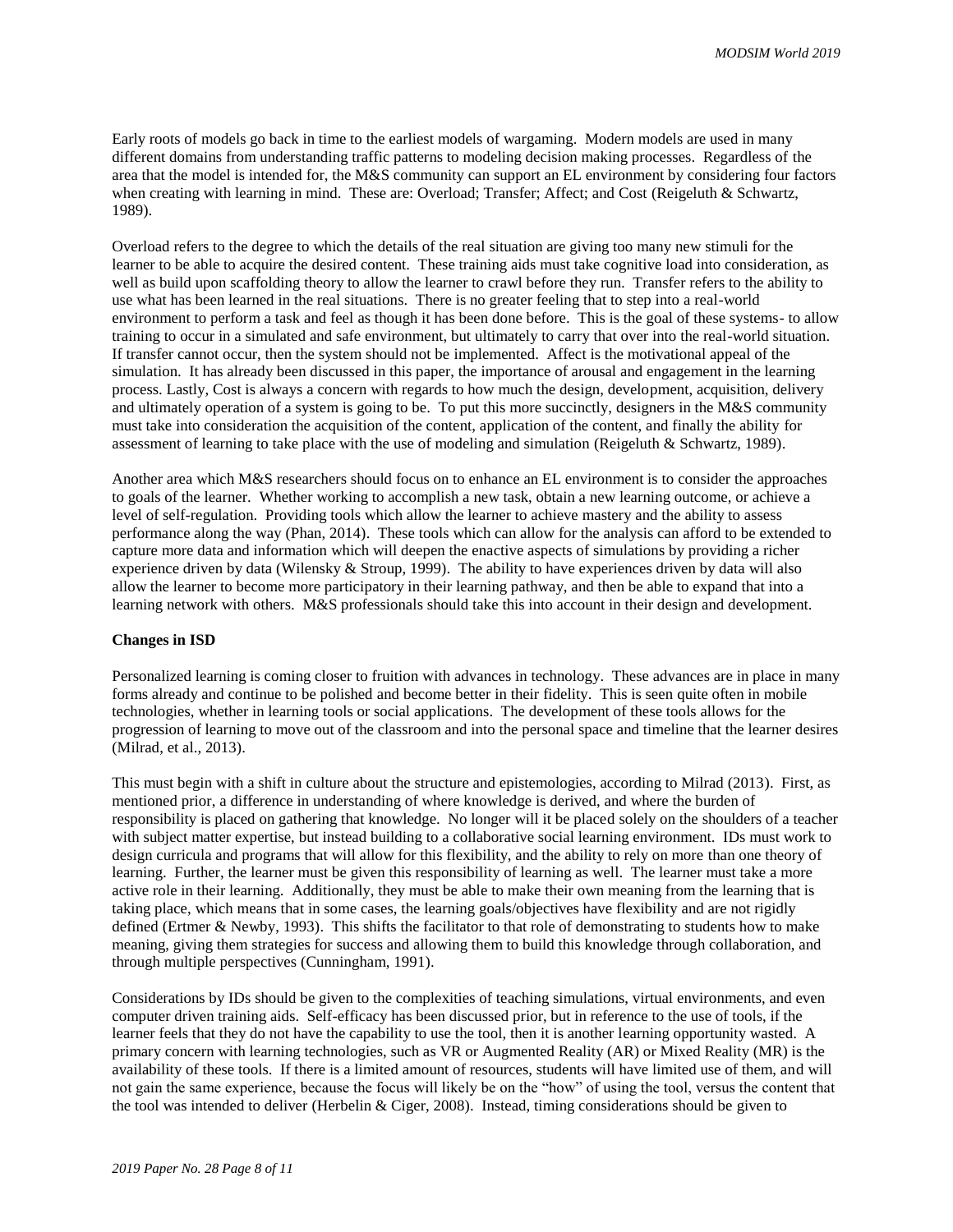Early roots of models go back in time to the earliest models of wargaming. Modern models are used in many different domains from understanding traffic patterns to modeling decision making processes. Regardless of the area that the model is intended for, the M&S community can support an EL environment by considering four factors when creating with learning in mind. These are: Overload; Transfer; Affect; and Cost (Reigeluth & Schwartz, 1989).

Overload refers to the degree to which the details of the real situation are giving too many new stimuli for the learner to be able to acquire the desired content. These training aids must take cognitive load into consideration, as well as build upon scaffolding theory to allow the learner to crawl before they run. Transfer refers to the ability to use what has been learned in the real situations. There is no greater feeling that to step into a real-world environment to perform a task and feel as though it has been done before. This is the goal of these systems- to allow training to occur in a simulated and safe environment, but ultimately to carry that over into the real-world situation. If transfer cannot occur, then the system should not be implemented. Affect is the motivational appeal of the simulation. It has already been discussed in this paper, the importance of arousal and engagement in the learning process. Lastly, Cost is always a concern with regards to how much the design, development, acquisition, delivery and ultimately operation of a system is going to be. To put this more succinctly, designers in the M&S community must take into consideration the acquisition of the content, application of the content, and finally the ability for assessment of learning to take place with the use of modeling and simulation (Reigeluth & Schwartz, 1989).

Another area which M&S researchers should focus on to enhance an EL environment is to consider the approaches to goals of the learner. Whether working to accomplish a new task, obtain a new learning outcome, or achieve a level of self-regulation. Providing tools which allow the learner to achieve mastery and the ability to assess performance along the way (Phan, 2014). These tools which can allow for the analysis can afford to be extended to capture more data and information which will deepen the enactive aspects of simulations by providing a richer experience driven by data (Wilensky & Stroup, 1999). The ability to have experiences driven by data will also allow the learner to become more participatory in their learning pathway, and then be able to expand that into a learning network with others. M&S professionals should take this into account in their design and development.

**Changes in ISD**

Personalized learning is coming closer to fruition with advances in technology. These advances are in place in many forms already and continue to be polished and become better in their fidelity. This is seen quite often in mobile technologies, whether in learning tools or social applications. The development of these tools allows for the progression of learning to move out of the classroom and into the personal space and timeline that the learner desires (Milrad, et al., 2013).

This must begin with a shift in culture about the structure and epistemologies, according to Milrad (2013). First, as mentioned prior, a difference in understanding of where knowledge is derived, and where the burden of responsibility is placed on gathering that knowledge. No longer will it be placed solely on the shoulders of a teacher with subject matter expertise, but instead building to a collaborative social learning environment. IDs must work to design curricula and programs that will allow for this flexibility, and the ability to rely on more than one theory of learning. Further, the learner must be given this responsibility of learning as well. The learner must take a more active role in their learning. Additionally, they must be able to make their own meaning from the learning that is taking place, which means that in some cases, the learning goals/objectives have flexibility and are not rigidly defined (Ertmer & Newby, 1993). This shifts the facilitator to that role of demonstrating to students how to make meaning, giving them strategies for success and allowing them to build this knowledge through collaboration, and through multiple perspectives (Cunningham, 1991).

Considerations by IDs should be given to the complexities of teaching simulations, virtual environments, and even computer driven training aids. Self-efficacy has been discussed prior, but in reference to the use of tools, if the learner feels that they do not have the capability to use the tool, then it is another learning opportunity wasted. A primary concern with learning technologies, such as VR or Augmented Reality (AR) or Mixed Reality (MR) is the availability of these tools. If there is a limited amount of resources, students will have limited use of them, and will not gain the same experience, because the focus will likely be on the "how" of using the tool, versus the content that the tool was intended to deliver (Herbelin & Ciger, 2008). Instead, timing considerations should be given to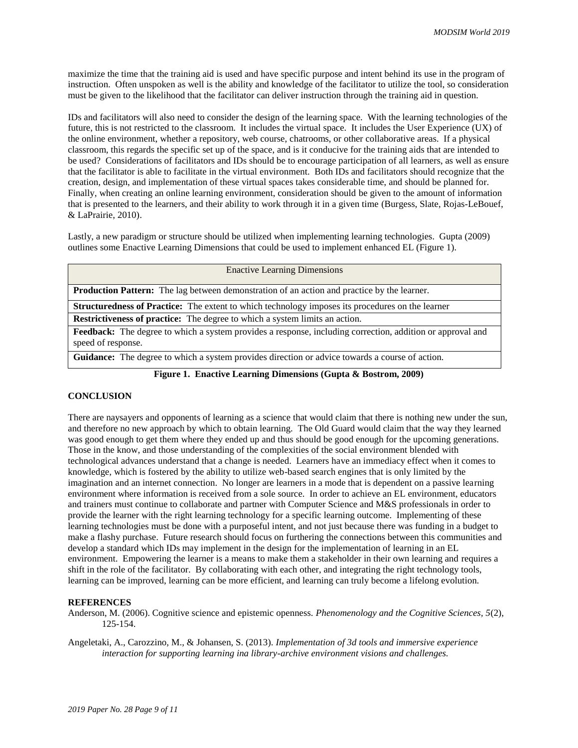maximize the time that the training aid is used and have specific purpose and intent behind its use in the program of instruction. Often unspoken as well is the ability and knowledge of the facilitator to utilize the tool, so consideration must be given to the likelihood that the facilitator can deliver instruction through the training aid in question.

IDs and facilitators will also need to consider the design of the learning space. With the learning technologies of the future, this is not restricted to the classroom. It includes the virtual space. It includes the User Experience (UX) of the online environment, whether a repository, web course, chatrooms, or other collaborative areas. If a physical classroom, this regards the specific set up of the space, and is it conducive for the training aids that are intended to be used? Considerations of facilitators and IDs should be to encourage participation of all learners, as well as ensure that the facilitator is able to facilitate in the virtual environment. Both IDs and facilitators should recognize that the creation, design, and implementation of these virtual spaces takes considerable time, and should be planned for. Finally, when creating an online learning environment, consideration should be given to the amount of information that is presented to the learners, and their ability to work through it in a given time (Burgess, Slate, Rojas-LeBouef, & LaPrairie, 2010).

Lastly, a new paradigm or structure should be utilized when implementing learning technologies. Gupta (2009) outlines some Enactive Learning Dimensions that could be used to implement enhanced EL (Figure 1).

| Enactive Learning Dimensions |
| --- |
| **Production Pattern:** The lag between demonstration of an action and practice by the learner. |
| **Structuredness of Practice:** The extent to which technology imposes its procedures on the learner |
| **Restrictiveness of practice:** The degree to which a system limits an action. |
| **Feedback:** The degree to which a system provides a response, including correction, addition or approval and speed of response. |
| **Guidance:** The degree to which a system provides direction or advice towards a course of action. |

**Figure 1. Enactive Learning Dimensions (Gupta & Bostrom, 2009)**

## CONCLUSION

There are naysayers and opponents of learning as a science that would claim that there is nothing new under the sun, and therefore no new approach by which to obtain learning. The Old Guard would claim that the way they learned was good enough to get them where they ended up and thus should be good enough for the upcoming generations. Those in the know, and those understanding of the complexities of the social environment blended with technological advances understand that a change is needed. Learners have an immediacy effect when it comes to knowledge, which is fostered by the ability to utilize web-based search engines that is only limited by the imagination and an internet connection. No longer are learners in a mode that is dependent on a passive learning environment where information is received from a sole source. In order to achieve an EL environment, educators and trainers must continue to collaborate and partner with Computer Science and M&S professionals in order to provide the learner with the right learning technology for a specific learning outcome. Implementing of these learning technologies must be done with a purposeful intent, and not just because there was funding in a budget to make a flashy purchase. Future research should focus on furthering the connections between this communities and develop a standard which IDs may implement in the design for the implementation of learning in an EL environment. Empowering the learner is a means to make them a stakeholder in their own learning and requires a shift in the role of the facilitator. By collaborating with each other, and integrating the right technology tools, learning can be improved, learning can be more efficient, and learning can truly become a lifelong evolution.

## REFERENCES

Anderson, M. (2006). Cognitive science and epistemic openness. *Phenomenology and the Cognitive Sciences, 5*(2), 125-154.

Angeletaki, A., Carozzino, M., & Johansen, S. (2013). *Implementation of 3d tools and immersive experience interaction for supporting learning ina library-archive environment visions and challenges.*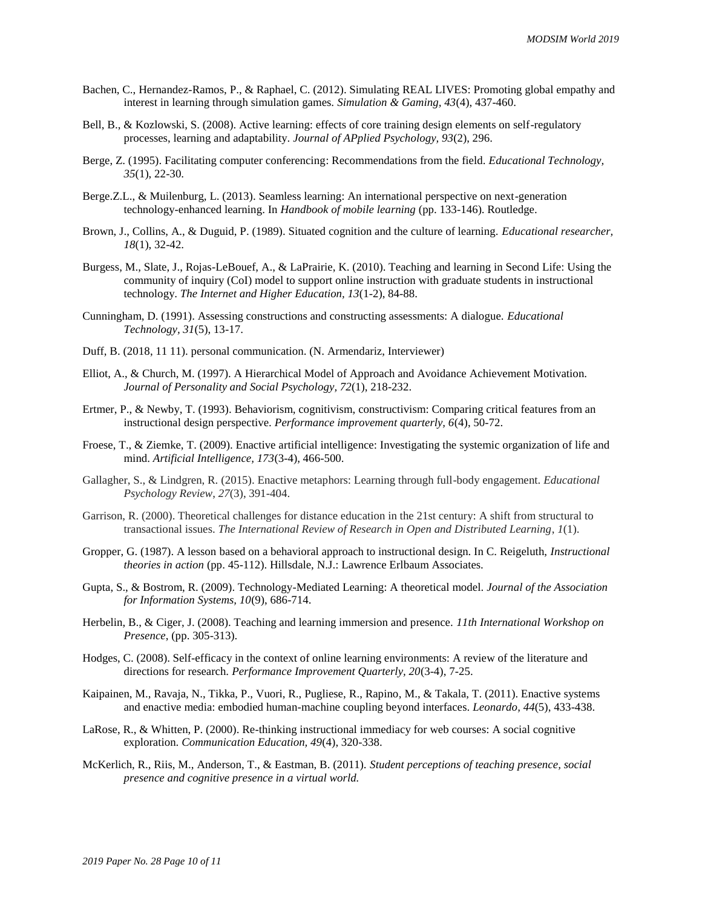Bachen, C., Hernandez-Ramos, P., & Raphael, C. (2012). Simulating REAL LIVES: Promoting global empathy and interest in learning through simulation games. *Simulation & Gaming, 43*(4), 437-460.

Bell, B., & Kozlowski, S. (2008). Active learning: effects of core training design elements on self-regulatory processes, learning and adaptability. *Journal of APplied Psychology, 93*(2), 296.

Berge, Z. (1995). Facilitating computer conferencing: Recommendations from the field. *Educational Technology, 35*(1), 22-30.

Berge.Z.L., & Muilenburg, L. (2013). Seamless learning: An international perspective on next-generation technology-enhanced learning. In *Handbook of mobile learning* (pp. 133-146). Routledge.

Brown, J., Collins, A., & Duguid, P. (1989). Situated cognition and the culture of learning. *Educational researcher, 18*(1), 32-42.

Burgess, M., Slate, J., Rojas-LeBouef, A., & LaPrairie, K. (2010). Teaching and learning in Second Life: Using the community of inquiry (CoI) model to support online instruction with graduate students in instructional technology. *The Internet and Higher Education, 13*(1-2), 84-88.

Cunningham, D. (1991). Assessing constructions and constructing assessments: A dialogue. *Educational Technology, 31*(5), 13-17.

Duff, B. (2018, 11 11). personal communication. (N. Armendariz, Interviewer)

Elliot, A., & Church, M. (1997). A Hierarchical Model of Approach and Avoidance Achievement Motivation. *Journal of Personality and Social Psychology, 72*(1), 218-232.

Ertmer, P., & Newby, T. (1993). Behaviorism, cognitivism, constructivism: Comparing critical features from an instructional design perspective. *Performance improvement quarterly, 6*(4), 50-72.

Froese, T., & Ziemke, T. (2009). Enactive artificial intelligence: Investigating the systemic organization of life and mind. *Artificial Intelligence, 173*(3-4), 466-500.

Gallagher, S., & Lindgren, R. (2015). Enactive metaphors: Learning through full-body engagement. *Educational Psychology Review*, *27*(3), 391-404.

Garrison, R. (2000). Theoretical challenges for distance education in the 21st century: A shift from structural to transactional issues. *The International Review of Research in Open and Distributed Learning*, *1*(1).

Gropper, G. (1987). A lesson based on a behavioral approach to instructional design. In C. Reigeluth, *Instructional theories in action* (pp. 45-112). Hillsdale, N.J.: Lawrence Erlbaum Associates.

Gupta, S., & Bostrom, R. (2009). Technology-Mediated Learning: A theoretical model. *Journal of the Association for Information Systems, 10*(9), 686-714.

Herbelin, B., & Ciger, J. (2008). Teaching and learning immersion and presence. *11th International Workshop on Presence*, (pp. 305-313).

Hodges, C. (2008). Self-efficacy in the context of online learning environments: A review of the literature and directions for research. *Performance Improvement Quarterly, 20*(3-4), 7-25.

Kaipainen, M., Ravaja, N., Tikka, P., Vuori, R., Pugliese, R., Rapino, M., & Takala, T. (2011). Enactive systems and enactive media: embodied human-machine coupling beyond interfaces. *Leonardo*, *44*(5), 433-438.

LaRose, R., & Whitten, P. (2000). Re-thinking instructional immediacy for web courses: A social cognitive exploration. *Communication Education, 49*(4), 320-338.

McKerlich, R., Riis, M., Anderson, T., & Eastman, B. (2011). *Student perceptions of teaching presence, social presence and cognitive presence in a virtual world.*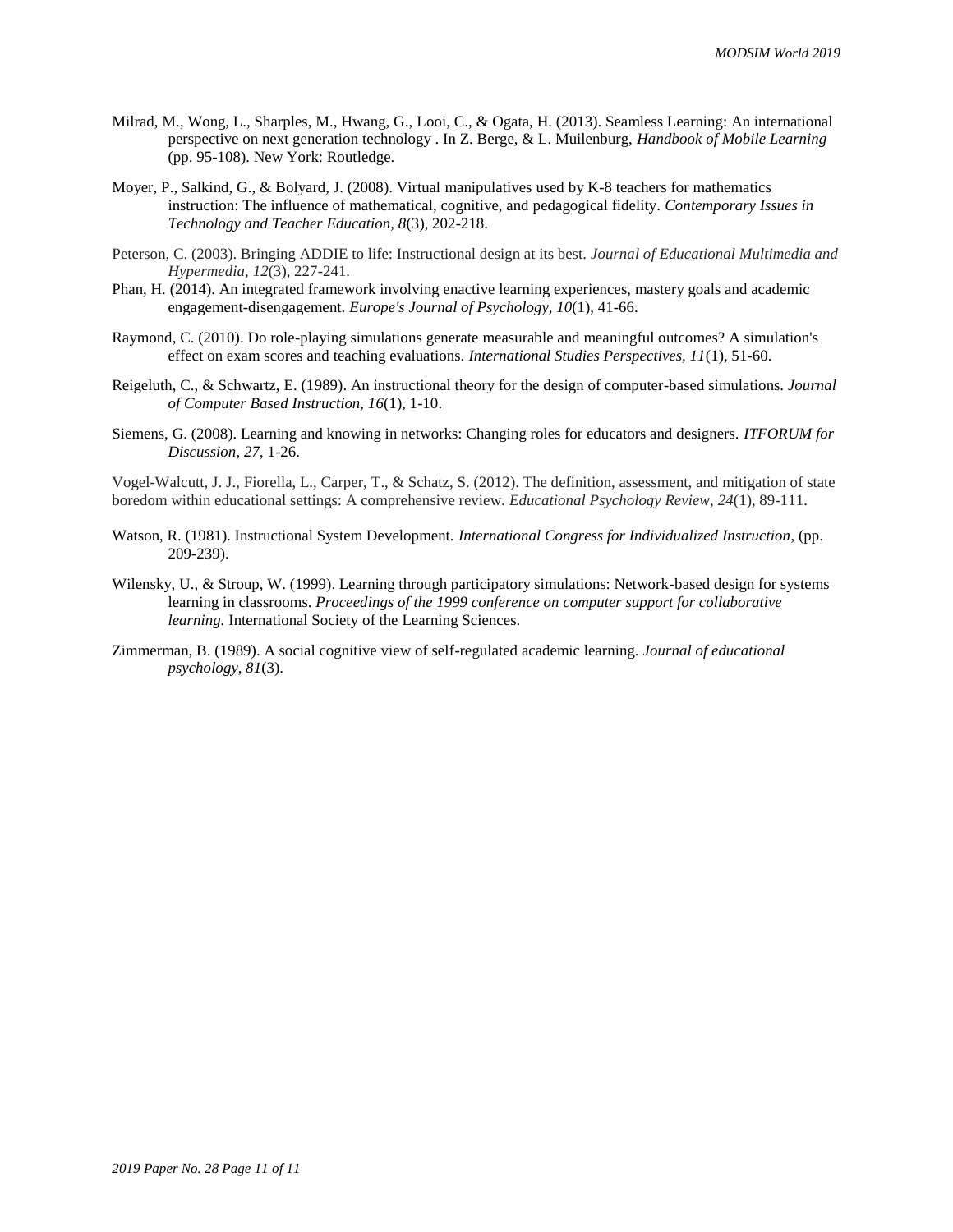Milrad, M., Wong, L., Sharples, M., Hwang, G., Looi, C., & Ogata, H. (2013). Seamless Learning: An international perspective on next generation technology . In Z. Berge, & L. Muilenburg, *Handbook of Mobile Learning* (pp. 95-108). New York: Routledge.

Moyer, P., Salkind, G., & Bolyard, J. (2008). Virtual manipulatives used by K-8 teachers for mathematics instruction: The influence of mathematical, cognitive, and pedagogical fidelity. *Contemporary Issues in Technology and Teacher Education, 8*(3), 202-218.

Peterson, C. (2003). Bringing ADDIE to life: Instructional design at its best. *Journal of Educational Multimedia and Hypermedia*, *12*(3), 227-241.

Phan, H. (2014). An integrated framework involving enactive learning experiences, mastery goals and academic engagement-disengagement. *Europe's Journal of Psychology, 10*(1), 41-66.

Raymond, C. (2010). Do role-playing simulations generate measurable and meaningful outcomes? A simulation's effect on exam scores and teaching evaluations. *International Studies Perspectives, 11*(1), 51-60.

Reigeluth, C., & Schwartz, E. (1989). An instructional theory for the design of computer-based simulations. *Journal of Computer Based Instruction, 16*(1), 1-10.

Siemens, G. (2008). Learning and knowing in networks: Changing roles for educators and designers. *ITFORUM for Discussion, 27*, 1-26.

Vogel-Walcutt, J. J., Fiorella, L., Carper, T., & Schatz, S. (2012). The definition, assessment, and mitigation of state boredom within educational settings: A comprehensive review. *Educational Psychology Review*, *24*(1), 89-111.

Watson, R. (1981). Instructional System Development. *International Congress for Individualized Instruction*, (pp. 209-239).

Wilensky, U., & Stroup, W. (1999). Learning through participatory simulations: Network-based design for systems learning in classrooms. *Proceedings of the 1999 conference on computer support for collaborative learning.* International Society of the Learning Sciences.

Zimmerman, B. (1989). A social cognitive view of self-regulated academic learning. *Journal of educational psychology*, *81*(3).